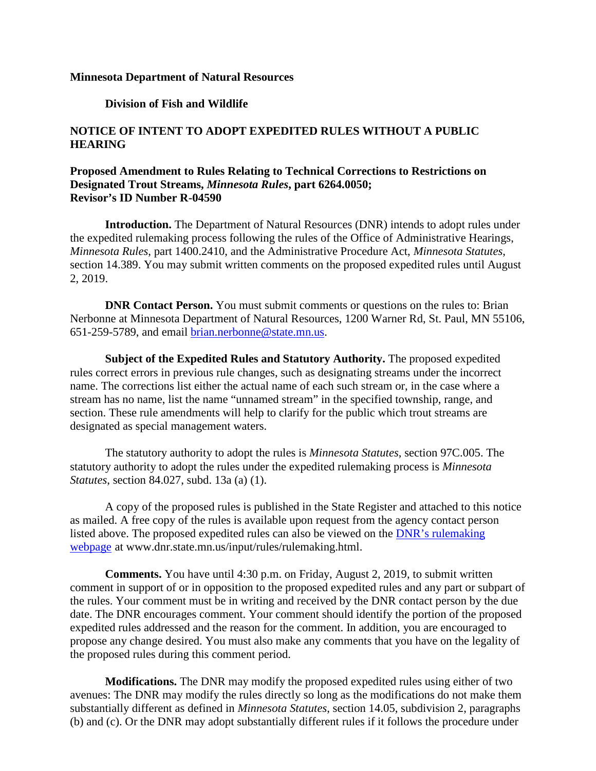**Minnesota Department of Natural Resources**

**Division of Fish and Wildlife**

## NOTICE OF INTENT TO ADOPT EXPEDITED RULES WITHOUT A PUBLIC HEARING

### Proposed Amendment to Rules Relating to Technical Corrections to Restrictions on Designated Trout Streams, *Minnesota Rules*, part 6264.0050; Revisor's ID Number R-04590

**Introduction.** The Department of Natural Resources (DNR) intends to adopt rules under the expedited rulemaking process following the rules of the Office of Administrative Hearings, *Minnesota Rules*, part 1400.2410, and the Administrative Procedure Act, *Minnesota Statutes*, section 14.389. You may submit written comments on the proposed expedited rules until August 2, 2019.

**DNR Contact Person.** You must submit comments or questions on the rules to: Brian Nerbonne at Minnesota Department of Natural Resources, 1200 Warner Rd, St. Paul, MN 55106, 651-259-5789, and email [brian.nerbonne@state.mn.us](mailto:brian.nerbonne@state.mn.us).

**Subject of the Expedited Rules and Statutory Authority.** The proposed expedited rules correct errors in previous rule changes, such as designating streams under the incorrect name. The corrections list either the actual name of each such stream or, in the case where a stream has no name, list the name "unnamed stream" in the specified township, range, and section. These rule amendments will help to clarify for the public which trout streams are designated as special management waters.

The statutory authority to adopt the rules is *Minnesota Statutes*, section 97C.005. The statutory authority to adopt the rules under the expedited rulemaking process is *Minnesota Statutes*, section 84.027, subd. 13a (a) (1).

A copy of the proposed rules is published in the State Register and attached to this notice as mailed. A free copy of the rules is available upon request from the agency contact person listed above. The proposed expedited rules can also be viewed on the [DNR's rulemaking webpage](http://www.dnr.state.mn.us/input/rules/rulemaking.html) at www.dnr.state.mn.us/input/rules/rulemaking.html.

**Comments.** You have until 4:30 p.m. on Friday, August 2, 2019, to submit written comment in support of or in opposition to the proposed expedited rules and any part or subpart of the rules. Your comment must be in writing and received by the DNR contact person by the due date. The DNR encourages comment. Your comment should identify the portion of the proposed expedited rules addressed and the reason for the comment. In addition, you are encouraged to propose any change desired. You must also make any comments that you have on the legality of the proposed rules during this comment period.

**Modifications.** The DNR may modify the proposed expedited rules using either of two avenues: The DNR may modify the rules directly so long as the modifications do not make them substantially different as defined in *Minnesota Statutes*, section 14.05, subdivision 2, paragraphs (b) and (c). Or the DNR may adopt substantially different rules if it follows the procedure under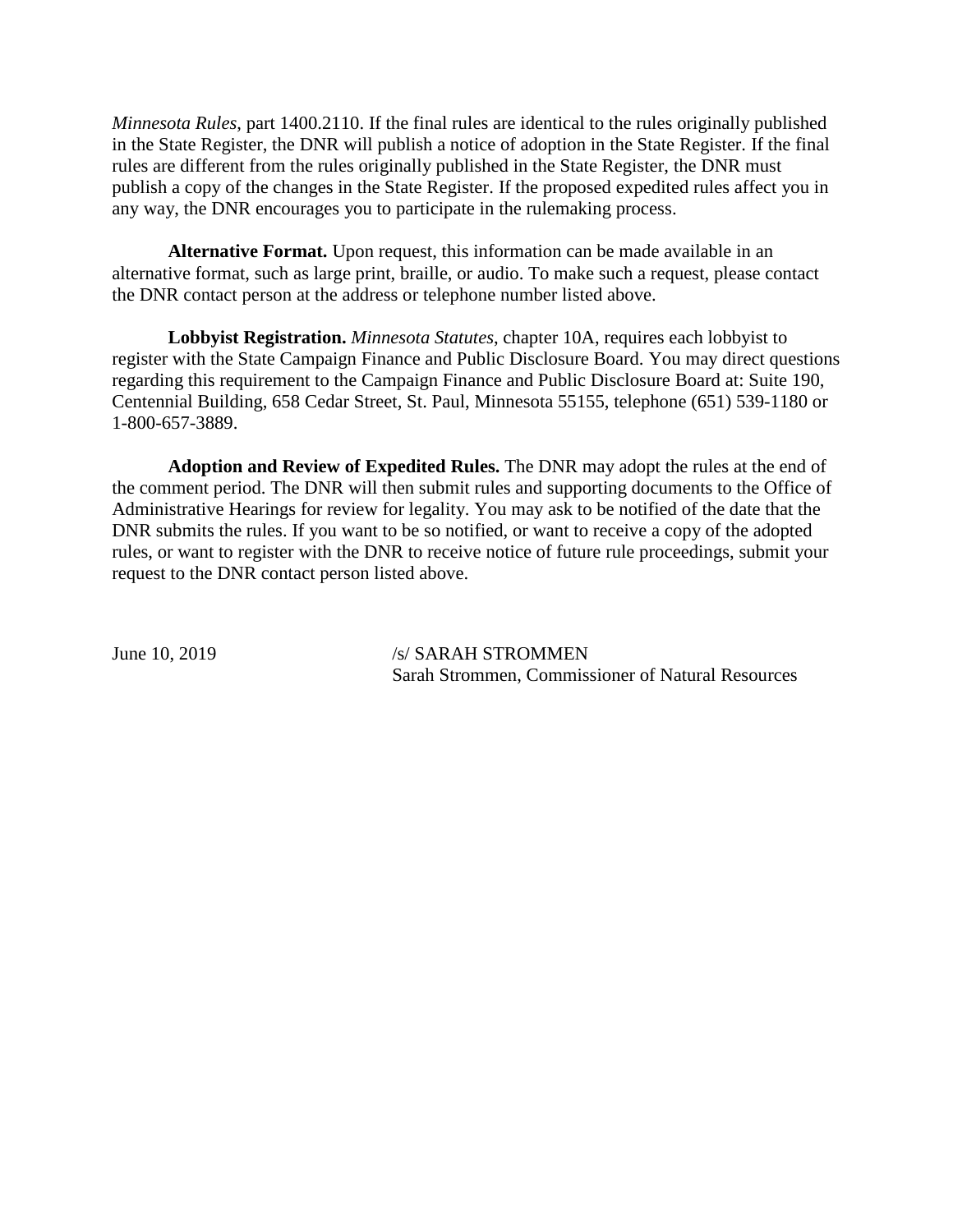*Minnesota Rules*, part 1400.2110. If the final rules are identical to the rules originally published in the State Register, the DNR will publish a notice of adoption in the State Register. If the final rules are different from the rules originally published in the State Register, the DNR must publish a copy of the changes in the State Register. If the proposed expedited rules affect you in any way, the DNR encourages you to participate in the rulemaking process.

**Alternative Format.** Upon request, this information can be made available in an alternative format, such as large print, braille, or audio. To make such a request, please contact the DNR contact person at the address or telephone number listed above.

**Lobbyist Registration.** *Minnesota Statutes*, chapter 10A, requires each lobbyist to register with the State Campaign Finance and Public Disclosure Board. You may direct questions regarding this requirement to the Campaign Finance and Public Disclosure Board at: Suite 190, Centennial Building, 658 Cedar Street, St. Paul, Minnesota 55155, telephone (651) 539-1180 or 1-800-657-3889.

**Adoption and Review of Expedited Rules.** The DNR may adopt the rules at the end of the comment period. The DNR will then submit rules and supporting documents to the Office of Administrative Hearings for review for legality. You may ask to be notified of the date that the DNR submits the rules. If you want to be so notified, or want to receive a copy of the adopted rules, or want to register with the DNR to receive notice of future rule proceedings, submit your request to the DNR contact person listed above.

June 10, 2019

/s/ SARAH STROMMEN
Sarah Strommen, Commissioner of Natural Resources